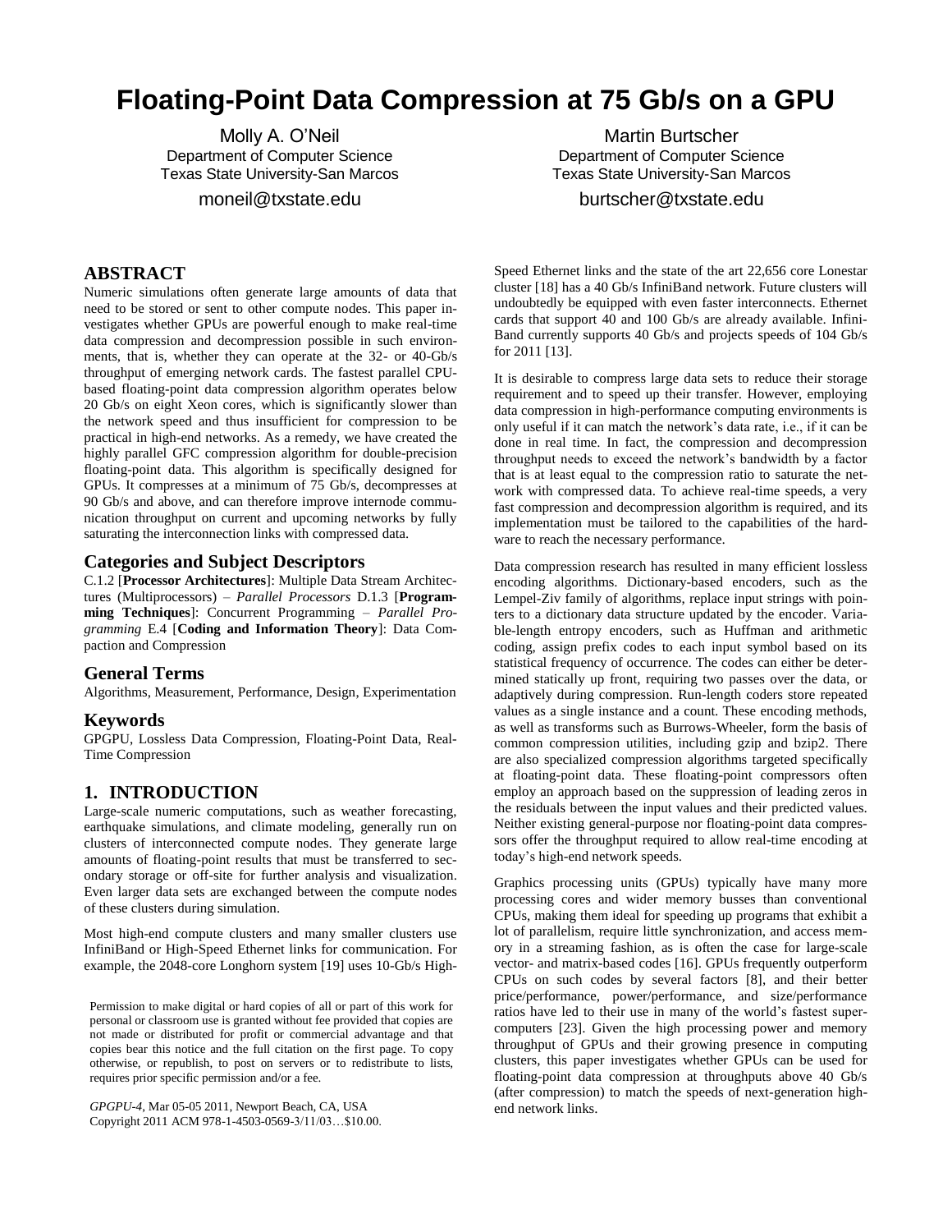# Floating-Point Data Compression at 75 Gb/s on a GPU

Molly A. O'Neil
Department of Computer Science
Texas State University-San Marcos
moneil@txstate.edu

Martin Burtscher
Department of Computer Science
Texas State University-San Marcos
burtscher@txstate.edu

## ABSTRACT

Numeric simulations often generate large amounts of data that need to be stored or sent to other compute nodes. This paper investigates whether GPUs are powerful enough to make real-time data compression and decompression possible in such environments, that is, whether they can operate at the 32- or 40-Gb/s throughput of emerging network cards. The fastest parallel CPU-based floating-point data compression algorithm operates below 20 Gb/s on eight Xeon cores, which is significantly slower than the network speed and thus insufficient for compression to be practical in high-end networks. As a remedy, we have created the highly parallel GFC compression algorithm for double-precision floating-point data. This algorithm is specifically designed for GPUs. It compresses at a minimum of 75 Gb/s, decompresses at 90 Gb/s and above, and can therefore improve internode communication throughput on current and upcoming networks by fully saturating the interconnection links with compressed data.

### Categories and Subject Descriptors

C.1.2 [**Processor Architectures**]: Multiple Data Stream Architectures (Multiprocessors) – *Parallel Processors* D.1.3 [**Programming Techniques**]: Concurrent Programming – *Parallel Programming* E.4 [**Coding and Information Theory**]: Data Compaction and Compression

### General Terms

Algorithms, Measurement, Performance, Design, Experimentation

### Keywords

GPGPU, Lossless Data Compression, Floating-Point Data, Real-Time Compression

## 1. INTRODUCTION

Large-scale numeric computations, such as weather forecasting, earthquake simulations, and climate modeling, generally run on clusters of interconnected compute nodes. They generate large amounts of floating-point results that must be transferred to secondary storage or off-site for further analysis and visualization. Even larger data sets are exchanged between the compute nodes of these clusters during simulation.

Most high-end compute clusters and many smaller clusters use InfiniBand or High-Speed Ethernet links for communication. For example, the 2048-core Longhorn system [19] uses 10-Gb/s High-Speed Ethernet links and the state of the art 22,656 core Lonestar cluster [18] has a 40 Gb/s InfiniBand network. Future clusters will undoubtedly be equipped with even faster interconnects. Ethernet cards that support 40 and 100 Gb/s are already available. InfiniBand currently supports 40 Gb/s and projects speeds of 104 Gb/s for 2011 [13].

It is desirable to compress large data sets to reduce their storage requirement and to speed up their transfer. However, employing data compression in high-performance computing environments is only useful if it can match the network's data rate, i.e., if it can be done in real time. In fact, the compression and decompression throughput needs to exceed the network's bandwidth by a factor that is at least equal to the compression ratio to saturate the network with compressed data. To achieve real-time speeds, a very fast compression and decompression algorithm is required, and its implementation must be tailored to the capabilities of the hardware to reach the necessary performance.

Data compression research has resulted in many efficient lossless encoding algorithms. Dictionary-based encoders, such as the Lempel-Ziv family of algorithms, replace input strings with pointers to a dictionary data structure updated by the encoder. Variable-length entropy encoders, such as Huffman and arithmetic coding, assign prefix codes to each input symbol based on its statistical frequency of occurrence. The codes can either be determined statically up front, requiring two passes over the data, or adaptively during compression. Run-length coders store repeated values as a single instance and a count. These encoding methods, as well as transforms such as Burrows-Wheeler, form the basis of common compression utilities, including gzip and bzip2. There are also specialized compression algorithms targeted specifically at floating-point data. These floating-point compressors often employ an approach based on the suppression of leading zeros in the residuals between the input values and their predicted values. Neither existing general-purpose nor floating-point data compressors offer the throughput required to allow real-time encoding at today's high-end network speeds.

Graphics processing units (GPUs) typically have many more processing cores and wider memory busses than conventional CPUs, making them ideal for speeding up programs that exhibit a lot of parallelism, require little synchronization, and access memory in a streaming fashion, as is often the case for large-scale vector- and matrix-based codes [16]. GPUs frequently outperform CPUs on such codes by several factors [8], and their better price/performance, power/performance, and size/performance ratios have led to their use in many of the world's fastest supercomputers [23]. Given the high processing power and memory throughput of GPUs and their growing presence in computing clusters, this paper investigates whether GPUs can be used for floating-point data compression at throughputs above 40 Gb/s (after compression) to match the speeds of next-generation high-end network links.

Permission to make digital or hard copies of all or part of this work for personal or classroom use is granted without fee provided that copies are not made or distributed for profit or commercial advantage and that copies bear this notice and the full citation on the first page. To copy otherwise, or republish, to post on servers or to redistribute to lists, requires prior specific permission and/or a fee.

*GPGPU-4*, Mar 05-05 2011, Newport Beach, CA, USA
Copyright 2011 ACM 978-1-4503-0569-3/11/03…$10.00.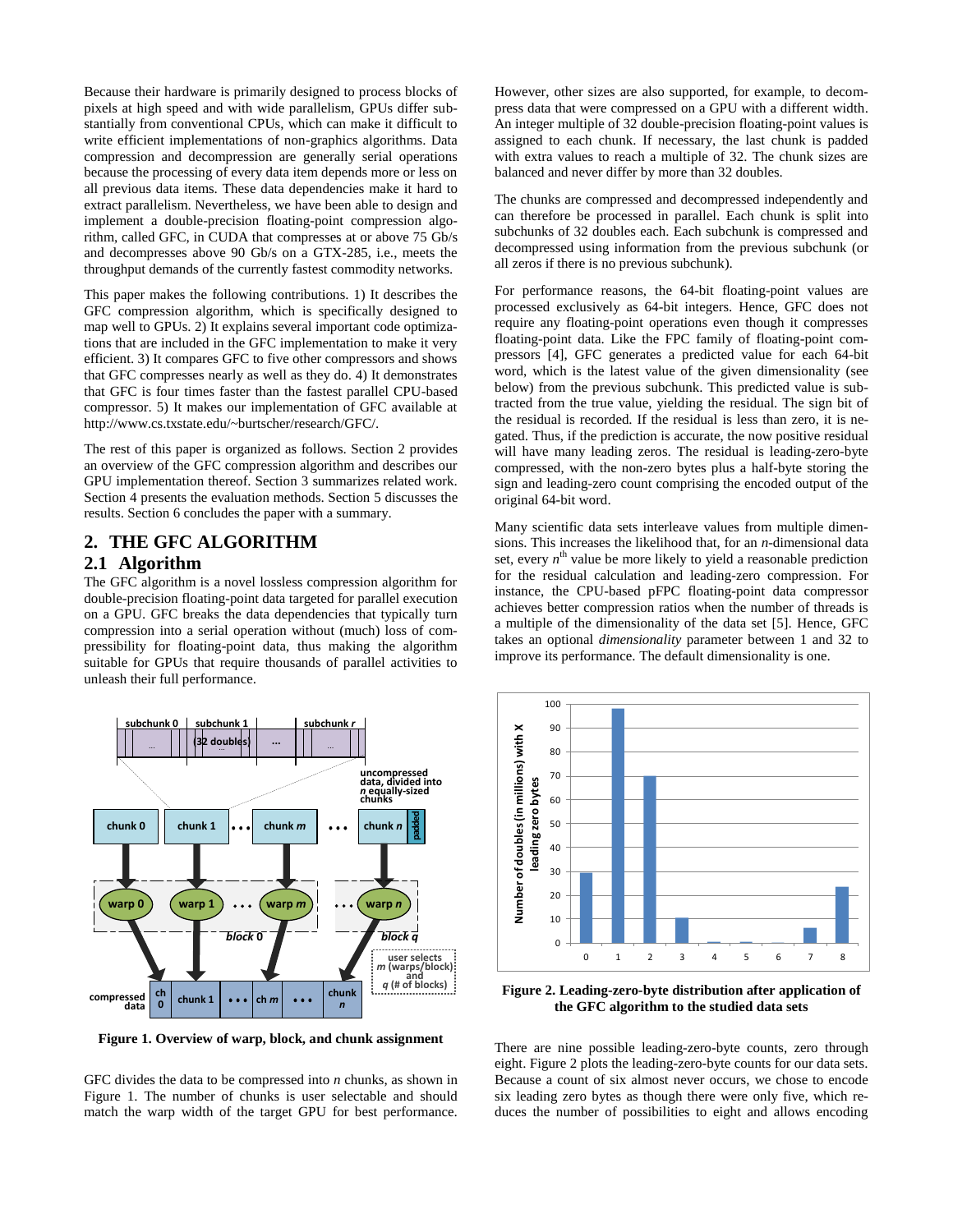Because their hardware is primarily designed to process blocks of pixels at high speed and with wide parallelism, GPUs differ substantially from conventional CPUs, which can make it difficult to write efficient implementations of non-graphics algorithms. Data compression and decompression are generally serial operations because the processing of every data item depends more or less on all previous data items. These data dependencies make it hard to extract parallelism. Nevertheless, we have been able to design and implement a double-precision floating-point compression algorithm, called GFC, in CUDA that compresses at or above 75 Gb/s and decompresses above 90 Gb/s on a GTX-285, i.e., meets the throughput demands of the currently fastest commodity networks.

This paper makes the following contributions. 1) It describes the GFC compression algorithm, which is specifically designed to map well to GPUs. 2) It explains several important code optimizations that are included in the GFC implementation to make it very efficient. 3) It compares GFC to five other compressors and shows that GFC compresses nearly as well as they do. 4) It demonstrates that GFC is four times faster than the fastest parallel CPU-based compressor. 5) It makes our implementation of GFC available at http://www.cs.txstate.edu/~burtscher/research/GFC/.

The rest of this paper is organized as follows. Section 2 provides an overview of the GFC compression algorithm and describes our GPU implementation thereof. Section 3 summarizes related work. Section 4 presents the evaluation methods. Section 5 discusses the results. Section 6 concludes the paper with a summary.

## 2. THE GFC ALGORITHM

### 2.1 Algorithm

The GFC algorithm is a novel lossless compression algorithm for double-precision floating-point data targeted for parallel execution on a GPU. GFC breaks the data dependencies that typically turn compression into a serial operation without (much) loss of compressibility for floating-point data, thus making the algorithm suitable for GPUs that require thousands of parallel activities to unleash their full performance.

**Figure 1. Overview of warp, block, and chunk assignment**

GFC divides the data to be compressed into $n$ chunks, as shown in Figure 1. The number of chunks is user selectable and should match the warp width of the target GPU for best performance. However, other sizes are also supported, for example, to decompress data that were compressed on a GPU with a different width. An integer multiple of 32 double-precision floating-point values is assigned to each chunk. If necessary, the last chunk is padded with extra values to reach a multiple of 32. The chunk sizes are balanced and never differ by more than 32 doubles.

The chunks are compressed and decompressed independently and can therefore be processed in parallel. Each chunk is split into subchunks of 32 doubles each. Each subchunk is compressed and decompressed using information from the previous subchunk (or all zeros if there is no previous subchunk).

For performance reasons, the 64-bit floating-point values are processed exclusively as 64-bit integers. Hence, GFC does not require any floating-point operations even though it compresses floating-point data. Like the FPC family of floating-point compressors [4], GFC generates a predicted value for each 64-bit word, which is the latest value of the given dimensionality (see below) from the previous subchunk. This predicted value is subtracted from the true value, yielding the residual. The sign bit of the residual is recorded. If the residual is less than zero, it is negated. Thus, if the prediction is accurate, the now positive residual will have many leading zeros. The residual is leading-zero-byte compressed, with the non-zero bytes plus a half-byte storing the sign and leading-zero count comprising the encoded output of the original 64-bit word.

Many scientific data sets interleave values from multiple dimensions. This increases the likelihood that, for an $n$-dimensional data set, every $n^{th}$ value be more likely to yield a reasonable prediction for the residual calculation and leading-zero compression. For instance, the CPU-based pFPC floating-point data compressor achieves better compression ratios when the number of threads is a multiple of the dimensionality of the data set [5]. Hence, GFC takes an optional *dimensionality* parameter between 1 and 32 to improve its performance. The default dimensionality is one.

**Figure 2. Leading-zero-byte distribution after application of the GFC algorithm to the studied data sets**

There are nine possible leading-zero-byte counts, zero through eight. Figure 2 plots the leading-zero-byte counts for our data sets. Because a count of six almost never occurs, we chose to encode six leading zero bytes as though there were only five, which reduces the number of possibilities to eight and allows encoding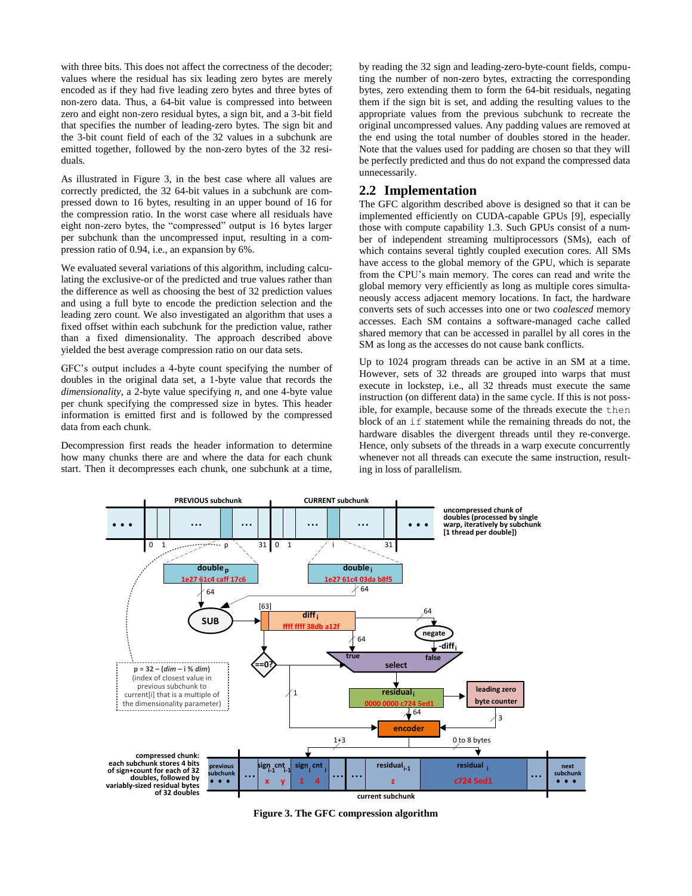with three bits. This does not affect the correctness of the decoder; values where the residual has six leading zero bytes are merely encoded as if they had five leading zero bytes and three bytes of non-zero data. Thus, a 64-bit value is compressed into between zero and eight non-zero residual bytes, a sign bit, and a 3-bit field that specifies the number of leading-zero bytes. The sign bit and the 3-bit count field of each of the 32 values in a subchunk are emitted together, followed by the non-zero bytes of the 32 residuals.

As illustrated in Figure 3, in the best case where all values are correctly predicted, the 32 64-bit values in a subchunk are compressed down to 16 bytes, resulting in an upper bound of 16 for the compression ratio. In the worst case where all residuals have eight non-zero bytes, the "compressed" output is 16 bytes larger per subchunk than the uncompressed input, resulting in a compression ratio of 0.94, i.e., an expansion by 6%.

We evaluated several variations of this algorithm, including calculating the exclusive-or of the predicted and true values rather than the difference as well as choosing the best of 32 prediction values and using a full byte to encode the prediction selection and the leading zero count. We also investigated an algorithm that uses a fixed offset within each subchunk for the prediction value, rather than a fixed dimensionality. The approach described above yielded the best average compression ratio on our data sets.

GFC's output includes a 4-byte count specifying the number of doubles in the original data set, a 1-byte value that records the *dimensionality*, a 2-byte value specifying *n*, and one 4-byte value per chunk specifying the compressed size in bytes. This header information is emitted first and is followed by the compressed data from each chunk.

Decompression first reads the header information to determine how many chunks there are and where the data for each chunk start. Then it decompresses each chunk, one subchunk at a time, by reading the 32 sign and leading-zero-byte-count fields, computing the number of non-zero bytes, extracting the corresponding bytes, zero extending them to form the 64-bit residuals, negating them if the sign bit is set, and adding the resulting values to the appropriate values from the previous subchunk to recreate the original uncompressed values. Any padding values are removed at the end using the total number of doubles stored in the header. Note that the values used for padding are chosen so that they will be perfectly predicted and thus do not expand the compressed data unnecessarily.

## 2.2 Implementation

The GFC algorithm described above is designed so that it can be implemented efficiently on CUDA-capable GPUs [9], especially those with compute capability 1.3. Such GPUs consist of a number of independent streaming multiprocessors (SMs), each of which contains several tightly coupled execution cores. All SMs have access to the global memory of the GPU, which is separate from the CPU's main memory. The cores can read and write the global memory very efficiently as long as multiple cores simultaneously access adjacent memory locations. In fact, the hardware converts sets of such accesses into one or two *coalesced* memory accesses. Each SM contains a software-managed cache called shared memory that can be accessed in parallel by all cores in the SM as long as the accesses do not cause bank conflicts.

Up to 1024 program threads can be active in an SM at a time. However, sets of 32 threads are grouped into warps that must execute in lockstep, i.e., all 32 threads must execute the same instruction (on different data) in the same cycle. If this is not possible, for example, because some of the threads execute the `then` block of an `if` statement while the remaining threads do not, the hardware disables the divergent threads until they re-converge. Hence, only subsets of the threads in a warp execute concurrently whenever not all threads can execute the same instruction, resulting in loss of parallelism.

**Figure 3. The GFC compression algorithm**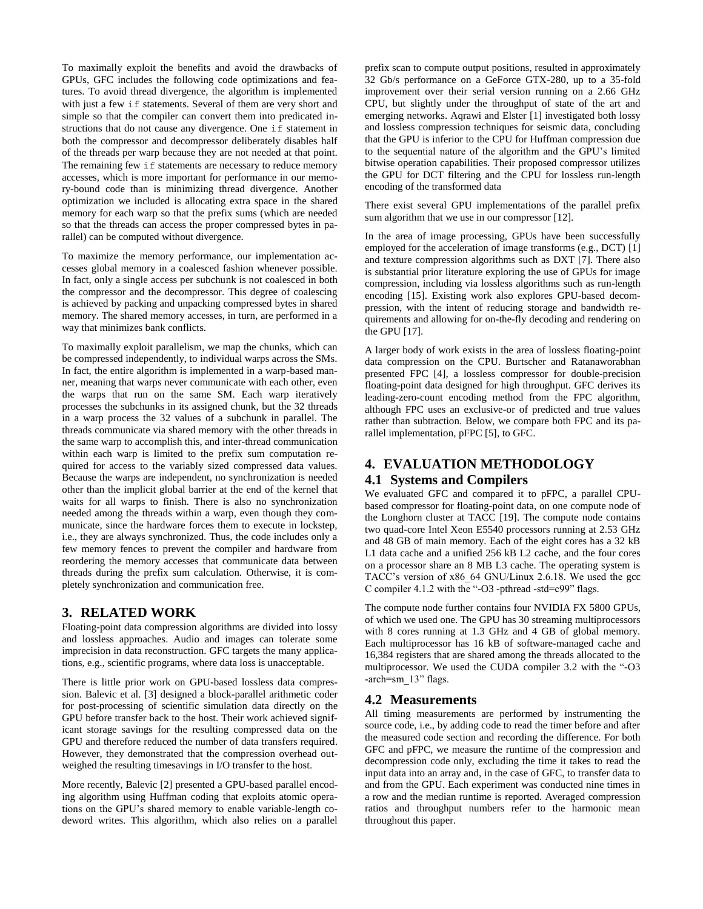To maximally exploit the benefits and avoid the drawbacks of GPUs, GFC includes the following code optimizations and features. To avoid thread divergence, the algorithm is implemented with just a few `if` statements. Several of them are very short and simple so that the compiler can convert them into predicated instructions that do not cause any divergence. One `if` statement in both the compressor and decompressor deliberately disables half of the threads per warp because they are not needed at that point. The remaining few `if` statements are necessary to reduce memory accesses, which is more important for performance in our memory-bound code than is minimizing thread divergence. Another optimization we included is allocating extra space in the shared memory for each warp so that the prefix sums (which are needed so that the threads can access the proper compressed bytes in parallel) can be computed without divergence.

To maximize the memory performance, our implementation accesses global memory in a coalesced fashion whenever possible. In fact, only a single access per subchunk is not coalesced in both the compressor and the decompressor. This degree of coalescing is achieved by packing and unpacking compressed bytes in shared memory. The shared memory accesses, in turn, are performed in a way that minimizes bank conflicts.

To maximally exploit parallelism, we map the chunks, which can be compressed independently, to individual warps across the SMs. In fact, the entire algorithm is implemented in a warp-based manner, meaning that warps never communicate with each other, even the warps that run on the same SM. Each warp iteratively processes the subchunks in its assigned chunk, but the 32 threads in a warp process the 32 values of a subchunk in parallel. The threads communicate via shared memory with the other threads in the same warp to accomplish this, and inter-thread communication within each warp is limited to the prefix sum computation required for access to the variably sized compressed data values. Because the warps are independent, no synchronization is needed other than the implicit global barrier at the end of the kernel that waits for all warps to finish. There is also no synchronization needed among the threads within a warp, even though they communicate, since the hardware forces them to execute in lockstep, i.e., they are always synchronized. Thus, the code includes only a few memory fences to prevent the compiler and hardware from reordering the memory accesses that communicate data between threads during the prefix sum calculation. Otherwise, it is completely synchronization and communication free.

## 3. RELATED WORK

Floating-point data compression algorithms are divided into lossy and lossless approaches. Audio and images can tolerate some imprecision in data reconstruction. GFC targets the many applications, e.g., scientific programs, where data loss is unacceptable.

There is little prior work on GPU-based lossless data compression. Balevic et al. [3] designed a block-parallel arithmetic coder for post-processing of scientific simulation data directly on the GPU before transfer back to the host. Their work achieved significant storage savings for the resulting compressed data on the GPU and therefore reduced the number of data transfers required. However, they demonstrated that the compression overhead outweighed the resulting timesavings in I/O transfer to the host.

More recently, Balevic [2] presented a GPU-based parallel encoding algorithm using Huffman coding that exploits atomic operations on the GPU's shared memory to enable variable-length codeword writes. This algorithm, which also relies on a parallel prefix scan to compute output positions, resulted in approximately 32 Gb/s performance on a GeForce GTX-280, up to a 35-fold improvement over their serial version running on a 2.66 GHz CPU, but slightly under the throughput of state of the art and emerging networks. Aqrawi and Elster [1] investigated both lossy and lossless compression techniques for seismic data, concluding that the GPU is inferior to the CPU for Huffman compression due to the sequential nature of the algorithm and the GPU's limited bitwise operation capabilities. Their proposed compressor utilizes the GPU for DCT filtering and the CPU for lossless run-length encoding of the transformed data

There exist several GPU implementations of the parallel prefix sum algorithm that we use in our compressor [12].

In the area of image processing, GPUs have been successfully employed for the acceleration of image transforms (e.g., DCT) [1] and texture compression algorithms such as DXT [7]. There also is substantial prior literature exploring the use of GPUs for image compression, including via lossless algorithms such as run-length encoding [15]. Existing work also explores GPU-based decompression, with the intent of reducing storage and bandwidth requirements and allowing for on-the-fly decoding and rendering on the GPU [17].

A larger body of work exists in the area of lossless floating-point data compression on the CPU. Burtscher and Ratanaworabhan presented FPC [4], a lossless compressor for double-precision floating-point data designed for high throughput. GFC derives its leading-zero-count encoding method from the FPC algorithm, although FPC uses an exclusive-or of predicted and true values rather than subtraction. Below, we compare both FPC and its parallel implementation, pFPC [5], to GFC.

## 4. EVALUATION METHODOLOGY

### 4.1 Systems and Compilers

We evaluated GFC and compared it to pFPC, a parallel CPU-based compressor for floating-point data, on one compute node of the Longhorn cluster at TACC [19]. The compute node contains two quad-core Intel Xeon E5540 processors running at 2.53 GHz and 48 GB of main memory. Each of the eight cores has a 32 kB L1 data cache and a unified 256 kB L2 cache, and the four cores on a processor share an 8 MB L3 cache. The operating system is TACC's version of x86_64 GNU/Linux 2.6.18. We used the gcc C compiler 4.1.2 with the "-O3 -pthread -std=c99" flags.

The compute node further contains four NVIDIA FX 5800 GPUs, of which we used one. The GPU has 30 streaming multiprocessors with 8 cores running at 1.3 GHz and 4 GB of global memory. Each multiprocessor has 16 kB of software-managed cache and 16,384 registers that are shared among the threads allocated to the multiprocessor. We used the CUDA compiler 3.2 with the "-O3 -arch=sm_13" flags.

### 4.2 Measurements

All timing measurements are performed by instrumenting the source code, i.e., by adding code to read the timer before and after the measured code section and recording the difference. For both GFC and pFPC, we measure the runtime of the compression and decompression code only, excluding the time it takes to read the input data into an array and, in the case of GFC, to transfer data to and from the GPU. Each experiment was conducted nine times in a row and the median runtime is reported. Averaged compression ratios and throughput numbers refer to the harmonic mean throughout this paper.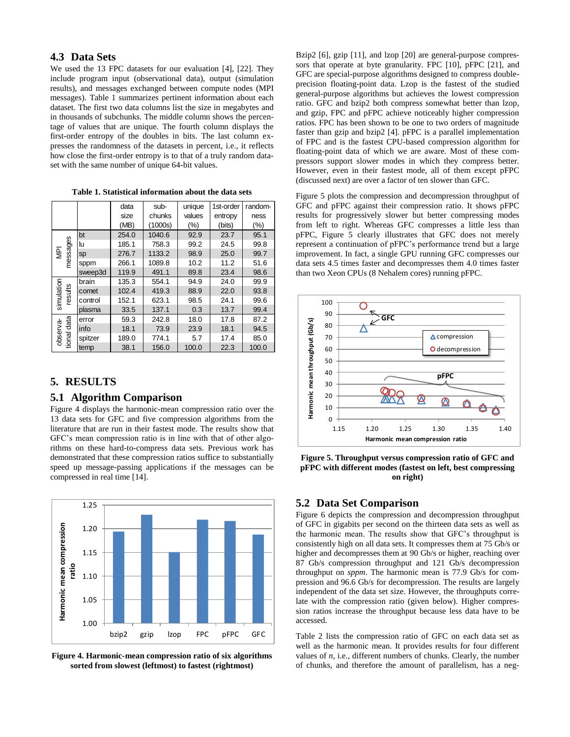### 4.3 Data Sets

We used the 13 FPC datasets for our evaluation [4], [22]. They include program input (observational data), output (simulation results), and messages exchanged between compute nodes (MPI messages). Table 1 summarizes pertinent information about each dataset. The first two data columns list the size in megabytes and in thousands of subchunks. The middle column shows the percentage of values that are unique. The fourth column displays the first-order entropy of the doubles in bits. The last column expresses the randomness of the datasets in percent, i.e., it reflects how close the first-order entropy is to that of a truly random dataset with the same number of unique 64-bit values.

**Table 1. Statistical information about the data sets**

| | | data size (MB) | sub-chunks (1000s) | unique values (%) | 1st-order entropy (bits) | random-ness (%) |
|---|---|---|---|---|---|---|
| MPI messages | bt | 254.0 | 1040.6 | 92.9 | 23.7 | 95.1 |
| | lu | 185.1 | 758.3 | 99.2 | 24.5 | 99.8 |
| | sp | 276.7 | 1133.2 | 98.9 | 25.0 | 99.7 |
| | sppm | 266.1 | 1089.8 | 10.2 | 11.2 | 51.6 |
| | sweep3d | 119.9 | 491.1 | 89.8 | 23.4 | 98.6 |
| simulation results | brain | 135.3 | 554.1 | 94.9 | 24.0 | 99.9 |
| | comet | 102.4 | 419.3 | 88.9 | 22.0 | 93.8 |
| | control | 152.1 | 623.1 | 98.5 | 24.1 | 99.6 |
| | plasma | 33.5 | 137.1 | 0.3 | 13.7 | 99.4 |
| observa-tional data | error | 59.3 | 242.8 | 18.0 | 17.8 | 87.2 |
| | info | 18.1 | 73.9 | 23.9 | 18.1 | 94.5 |
| | spitzer | 189.0 | 774.1 | 5.7 | 17.4 | 85.0 |
| | temp | 38.1 | 156.0 | 100.0 | 22.3 | 100.0 |

## 5. RESULTS

### 5.1 Algorithm Comparison

Figure 4 displays the harmonic-mean compression ratio over the 13 data sets for GFC and five compression algorithms from the literature that are run in their fastest mode. The results show that GFC's mean compression ratio is in line with that of other algorithms on these hard-to-compress data sets. Previous work has demonstrated that these compression ratios suffice to substantially speed up message-passing applications if the messages can be compressed in real time [14].

**Figure 4. Harmonic-mean compression ratio of six algorithms sorted from slowest (leftmost) to fastest (rightmost)**

Bzip2 [6], gzip [11], and lzop [20] are general-purpose compressors that operate at byte granularity. FPC [10], pFPC [21], and GFC are special-purpose algorithms designed to compress double-precision floating-point data. Lzop is the fastest of the studied general-purpose algorithms but achieves the lowest compression ratio. GFC and bzip2 both compress somewhat better than lzop, and gzip, FPC and pFPC achieve noticeably higher compression ratios. FPC has been shown to be one to two orders of magnitude faster than gzip and bzip2 [4]. pFPC is a parallel implementation of FPC and is the fastest CPU-based compression algorithm for floating-point data of which we are aware. Most of these compressors support slower modes in which they compress better. However, even in their fastest mode, all of them except pFPC (discussed next) are over a factor of ten slower than GFC.

Figure 5 plots the compression and decompression throughput of GFC and pFPC against their compression ratio. It shows pFPC results for progressively slower but better compressing modes from left to right. Whereas GFC compresses a little less than pFPC, Figure 5 clearly illustrates that GFC does not merely represent a continuation of pFPC's performance trend but a large improvement. In fact, a single GPU running GFC compresses our data sets 4.5 times faster and decompresses them 4.0 times faster than two Xeon CPUs (8 Nehalem cores) running pFPC.

**Figure 5. Throughput versus compression ratio of GFC and pFPC with different modes (fastest on left, best compressing on right)**

### 5.2 Data Set Comparison

Figure 6 depicts the compression and decompression throughput of GFC in gigabits per second on the thirteen data sets as well as the harmonic mean. The results show that GFC's throughput is consistently high on all data sets. It compresses them at 75 Gb/s or higher and decompresses them at 90 Gb/s or higher, reaching over 87 Gb/s compression throughput and 121 Gb/s decompression throughput on *sppm*. The harmonic mean is 77.9 Gb/s for compression and 96.6 Gb/s for decompression. The results are largely independent of the data set size. However, the throughputs correlate with the compression ratio (given below). Higher compression ratios increase the throughput because less data have to be accessed.

Table 2 lists the compression ratio of GFC on each data set as well as the harmonic mean. It provides results for four different values of *n*, i.e., different numbers of chunks. Clearly, the number of chunks, and therefore the amount of parallelism, has a neg-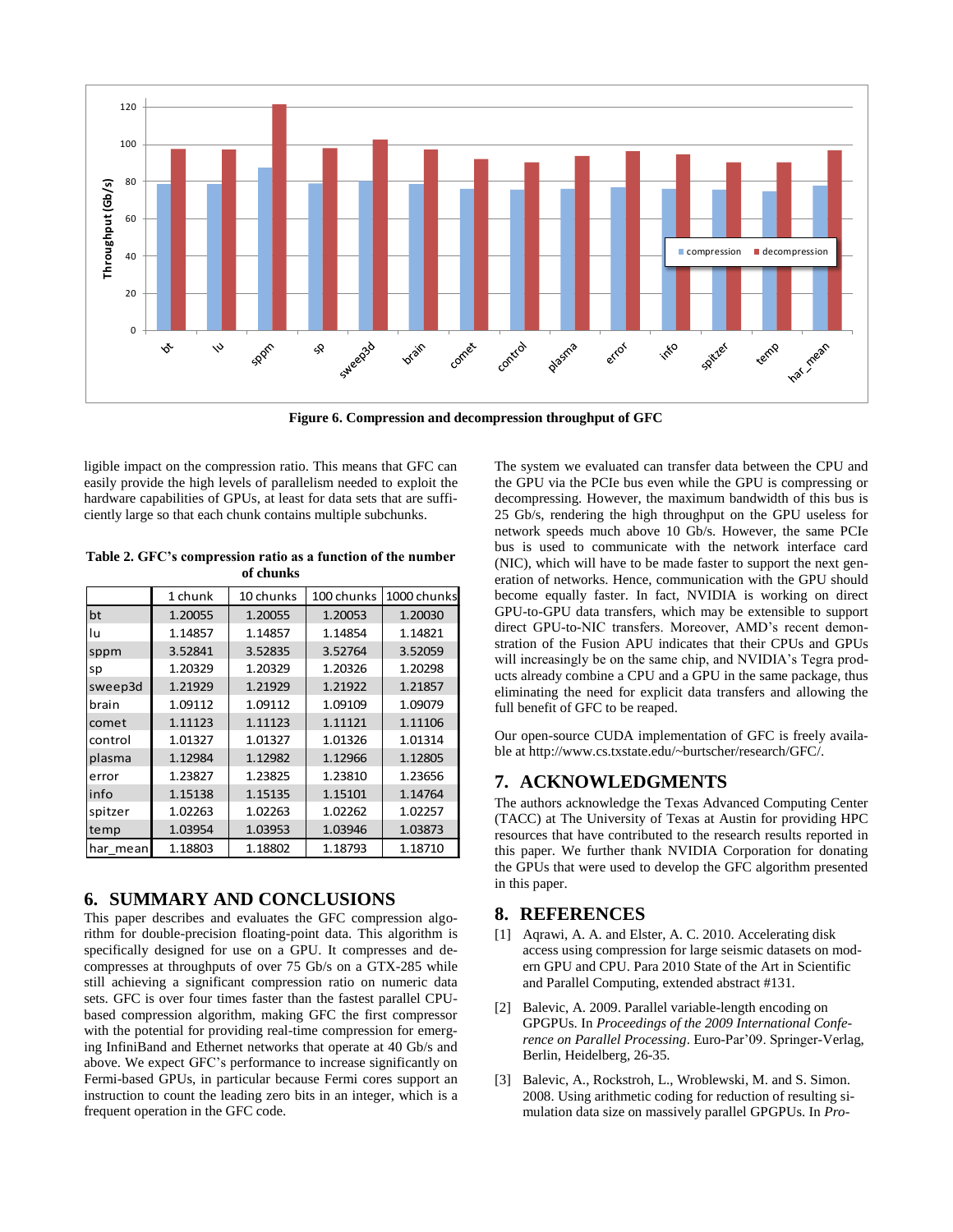Figure 6. Compression and decompression throughput of GFC

ligible impact on the compression ratio. This means that GFC can easily provide the high levels of parallelism needed to exploit the hardware capabilities of GPUs, at least for data sets that are sufficiently large so that each chunk contains multiple subchunks.

**Table 2. GFC's compression ratio as a function of the number of chunks**

| | 1 chunk | 10 chunks | 100 chunks | 1000 chunks |
|---|---|---|---|---|
| bt | 1.20055 | 1.20055 | 1.20053 | 1.20030 |
| lu | 1.14857 | 1.14857 | 1.14854 | 1.14821 |
| sppm | 3.52841 | 3.52835 | 3.52764 | 3.52059 |
| sp | 1.20329 | 1.20329 | 1.20326 | 1.20298 |
| sweep3d | 1.21929 | 1.21929 | 1.21922 | 1.21857 |
| brain | 1.09112 | 1.09112 | 1.09109 | 1.09079 |
| comet | 1.11123 | 1.11123 | 1.11121 | 1.11106 |
| control | 1.01327 | 1.01327 | 1.01326 | 1.01314 |
| plasma | 1.12984 | 1.12982 | 1.12966 | 1.12805 |
| error | 1.23827 | 1.23825 | 1.23810 | 1.23656 |
| info | 1.15138 | 1.15135 | 1.15101 | 1.14764 |
| spitzer | 1.02263 | 1.02263 | 1.02262 | 1.02257 |
| temp | 1.03954 | 1.03953 | 1.03946 | 1.03873 |
| har_mean | 1.18803 | 1.18802 | 1.18793 | 1.18710 |

## 6. SUMMARY AND CONCLUSIONS

This paper describes and evaluates the GFC compression algorithm for double-precision floating-point data. This algorithm is specifically designed for use on a GPU. It compresses and decompresses at throughputs of over 75 Gb/s on a GTX-285 while still achieving a significant compression ratio on numeric data sets. GFC is over four times faster than the fastest parallel CPU-based compression algorithm, making GFC the first compressor with the potential for providing real-time compression for emerging InfiniBand and Ethernet networks that operate at 40 Gb/s and above. We expect GFC's performance to increase significantly on Fermi-based GPUs, in particular because Fermi cores support an instruction to count the leading zero bits in an integer, which is a frequent operation in the GFC code.

The system we evaluated can transfer data between the CPU and the GPU via the PCIe bus even while the GPU is compressing or decompressing. However, the maximum bandwidth of this bus is 25 Gb/s, rendering the high throughput on the GPU useless for network speeds much above 10 Gb/s. However, the same PCIe bus is used to communicate with the network interface card (NIC), which will have to be made faster to support the next generation of networks. Hence, communication with the GPU should become equally faster. In fact, NVIDIA is working on direct GPU-to-GPU data transfers, which may be extensible to support direct GPU-to-NIC transfers. Moreover, AMD's recent demonstration of the Fusion APU indicates that their CPUs and GPUs will increasingly be on the same chip, and NVIDIA's Tegra products already combine a CPU and a GPU in the same package, thus eliminating the need for explicit data transfers and allowing the full benefit of GFC to be reaped.

Our open-source CUDA implementation of GFC is freely available at http://www.cs.txstate.edu/~burtscher/research/GFC/.

## 7. ACKNOWLEDGMENTS

The authors acknowledge the Texas Advanced Computing Center (TACC) at The University of Texas at Austin for providing HPC resources that have contributed to the research results reported in this paper. We further thank NVIDIA Corporation for donating the GPUs that were used to develop the GFC algorithm presented in this paper.

## 8. REFERENCES

[1] Aqrawi, A. A. and Elster, A. C. 2010. Accelerating disk access using compression for large seismic datasets on modern GPU and CPU. Para 2010 State of the Art in Scientific and Parallel Computing, extended abstract #131.

[2] Balevic, A. 2009. Parallel variable-length encoding on GPGPUs. In *Proceedings of the 2009 International Conference on Parallel Processing*. Euro-Par'09. Springer-Verlag, Berlin, Heidelberg, 26-35.

[3] Balevic, A., Rockstroh, L., Wroblewski, M. and S. Simon. 2008. Using arithmetic coding for reduction of resulting simulation data size on massively parallel GPGPUs. In *Pro-*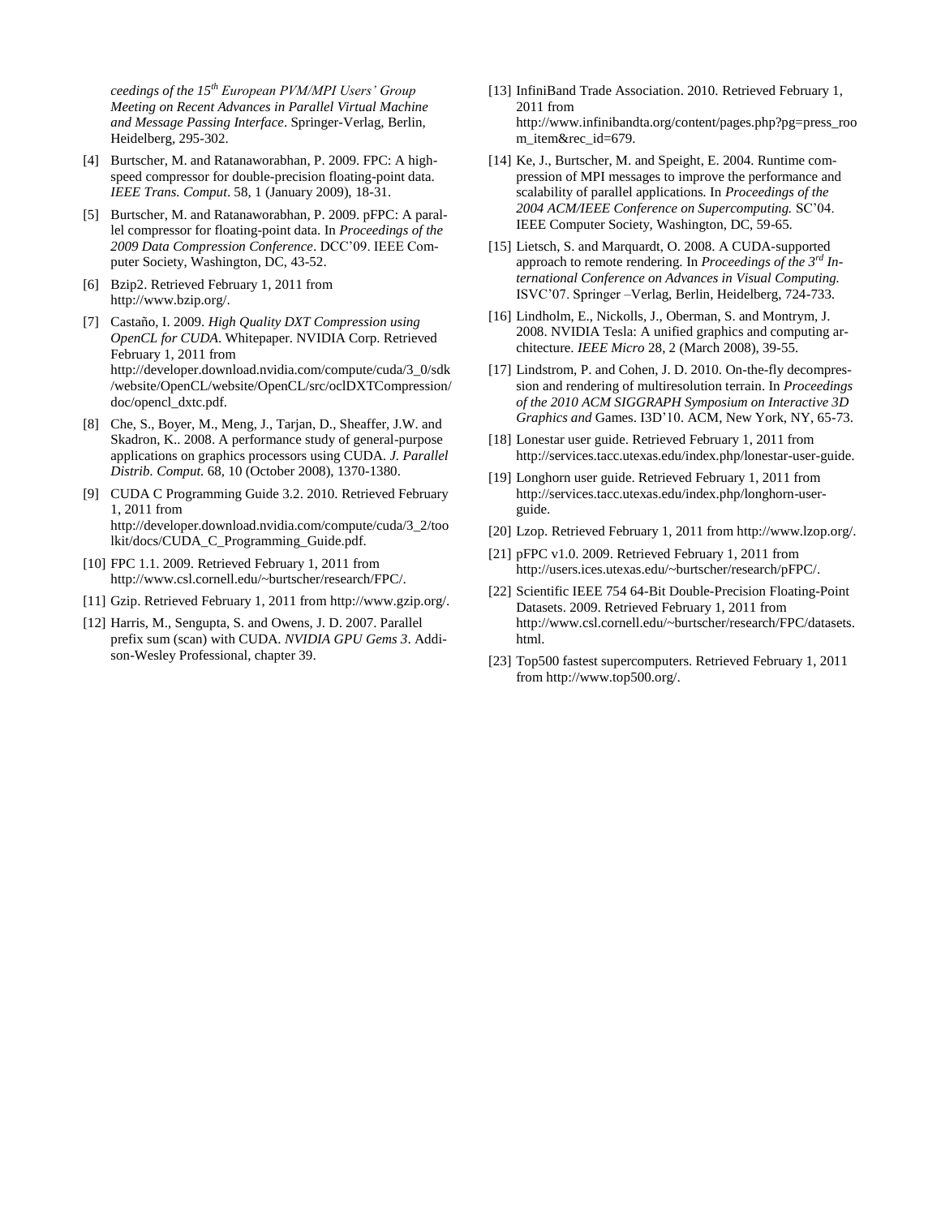*ceedings of the 15th European PVM/MPI Users' Group Meeting on Recent Advances in Parallel Virtual Machine and Message Passing Interface*. Springer-Verlag, Berlin, Heidelberg, 295-302.

[4] Burtscher, M. and Ratanaworabhan, P. 2009. FPC: A high-speed compressor for double-precision floating-point data. *IEEE Trans. Comput*. 58, 1 (January 2009), 18-31.

[5] Burtscher, M. and Ratanaworabhan, P. 2009. pFPC: A parallel compressor for floating-point data. In *Proceedings of the 2009 Data Compression Conference*. DCC'09. IEEE Computer Society, Washington, DC, 43-52.

[6] Bzip2. Retrieved February 1, 2011 from http://www.bzip.org/.

[7] Castaño, I. 2009. *High Quality DXT Compression using OpenCL for CUDA*. Whitepaper. NVIDIA Corp. Retrieved February 1, 2011 from http://developer.download.nvidia.com/compute/cuda/3_0/sdk/website/OpenCL/website/OpenCL/src/oclDXTCompression/doc/opencl_dxtc.pdf.

[8] Che, S., Boyer, M., Meng, J., Tarjan, D., Sheaffer, J.W. and Skadron, K.. 2008. A performance study of general-purpose applications on graphics processors using CUDA. *J. Parallel Distrib. Comput.* 68, 10 (October 2008), 1370-1380.

[9] CUDA C Programming Guide 3.2. 2010. Retrieved February 1, 2011 from http://developer.download.nvidia.com/compute/cuda/3_2/toolkit/docs/CUDA_C_Programming_Guide.pdf.

[10] FPC 1.1. 2009. Retrieved February 1, 2011 from http://www.csl.cornell.edu/~burtscher/research/FPC/.

[11] Gzip. Retrieved February 1, 2011 from http://www.gzip.org/.

[12] Harris, M., Sengupta, S. and Owens, J. D. 2007. Parallel prefix sum (scan) with CUDA. *NVIDIA GPU Gems 3*. Addison-Wesley Professional, chapter 39.

[13] InfiniBand Trade Association. 2010. Retrieved February 1, 2011 from http://www.infinibandta.org/content/pages.php?pg=press_room_item&rec_id=679.

[14] Ke, J., Burtscher, M. and Speight, E. 2004. Runtime compression of MPI messages to improve the performance and scalability of parallel applications. In *Proceedings of the 2004 ACM/IEEE Conference on Supercomputing.* SC'04. IEEE Computer Society, Washington, DC, 59-65.

[15] Lietsch, S. and Marquardt, O. 2008. A CUDA-supported approach to remote rendering. In *Proceedings of the 3rd International Conference on Advances in Visual Computing.* ISVC'07. Springer –Verlag, Berlin, Heidelberg, 724-733.

[16] Lindholm, E., Nickolls, J., Oberman, S. and Montrym, J. 2008. NVIDIA Tesla: A unified graphics and computing architecture. *IEEE Micro* 28, 2 (March 2008), 39-55.

[17] Lindstrom, P. and Cohen, J. D. 2010. On-the-fly decompression and rendering of multiresolution terrain. In *Proceedings of the 2010 ACM SIGGRAPH Symposium on Interactive 3D Graphics and* Games. I3D'10. ACM, New York, NY, 65-73.

[18] Lonestar user guide. Retrieved February 1, 2011 from http://services.tacc.utexas.edu/index.php/lonestar-user-guide.

[19] Longhorn user guide. Retrieved February 1, 2011 from http://services.tacc.utexas.edu/index.php/longhorn-user-guide.

[20] Lzop. Retrieved February 1, 2011 from http://www.lzop.org/.

[21] pFPC v1.0. 2009. Retrieved February 1, 2011 from http://users.ices.utexas.edu/~burtscher/research/pFPC/.

[22] Scientific IEEE 754 64-Bit Double-Precision Floating-Point Datasets. 2009. Retrieved February 1, 2011 from http://www.csl.cornell.edu/~burtscher/research/FPC/datasets.html.

[23] Top500 fastest supercomputers. Retrieved February 1, 2011 from http://www.top500.org/.